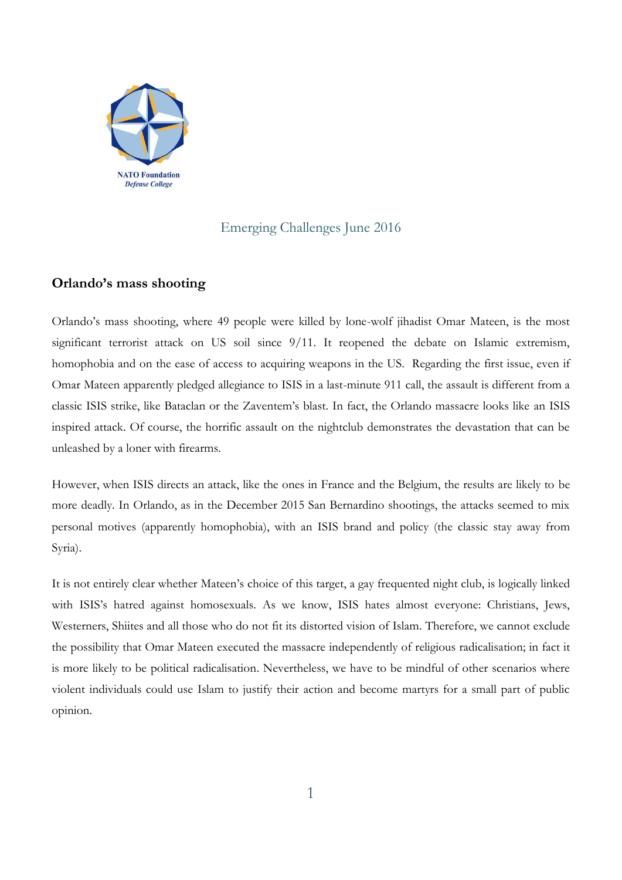NATO Foundation
*Defense College*

Emerging Challenges June 2016

## Orlando's mass shooting

Orlando's mass shooting, where 49 people were killed by lone-wolf jihadist Omar Mateen, is the most significant terrorist attack on US soil since 9/11. It reopened the debate on Islamic extremism, homophobia and on the ease of access to acquiring weapons in the US. Regarding the first issue, even if Omar Mateen apparently pledged allegiance to ISIS in a last-minute 911 call, the assault is different from a classic ISIS strike, like Bataclan or the Zaventem's blast. In fact, the Orlando massacre looks like an ISIS inspired attack. Of course, the horrific assault on the nightclub demonstrates the devastation that can be unleashed by a loner with firearms.

However, when ISIS directs an attack, like the ones in France and the Belgium, the results are likely to be more deadly. In Orlando, as in the December 2015 San Bernardino shootings, the attacks seemed to mix personal motives (apparently homophobia), with an ISIS brand and policy (the classic stay away from Syria).

It is not entirely clear whether Mateen's choice of this target, a gay frequented night club, is logically linked with ISIS's hatred against homosexuals. As we know, ISIS hates almost everyone: Christians, Jews, Westerners, Shiites and all those who do not fit its distorted vision of Islam. Therefore, we cannot exclude the possibility that Omar Mateen executed the massacre independently of religious radicalisation; in fact it is more likely to be political radicalisation. Nevertheless, we have to be mindful of other scenarios where violent individuals could use Islam to justify their action and become martyrs for a small part of public opinion.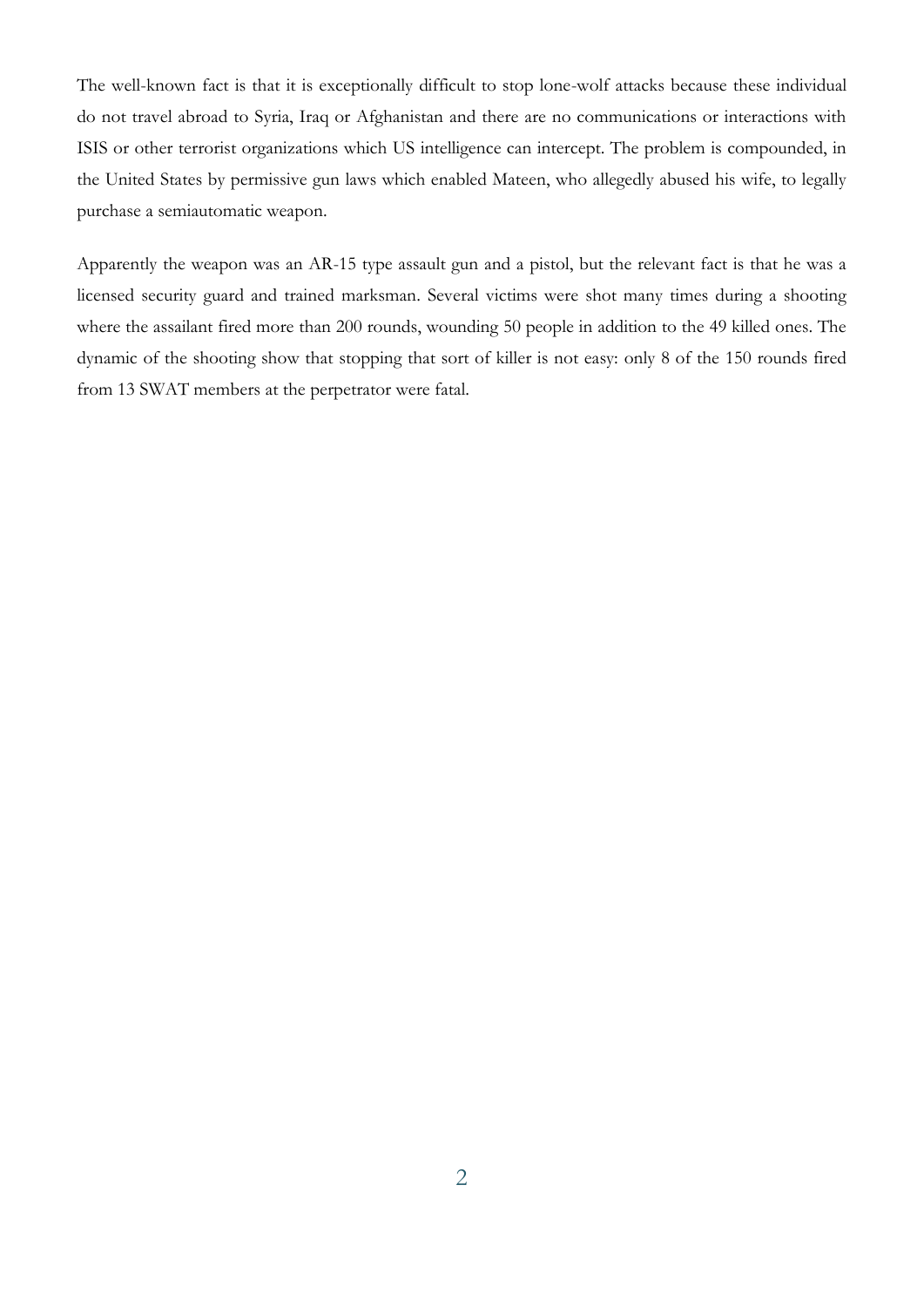The well-known fact is that it is exceptionally difficult to stop lone-wolf attacks because these individual do not travel abroad to Syria, Iraq or Afghanistan and there are no communications or interactions with ISIS or other terrorist organizations which US intelligence can intercept. The problem is compounded, in the United States by permissive gun laws which enabled Mateen, who allegedly abused his wife, to legally purchase a semiautomatic weapon.

Apparently the weapon was an AR-15 type assault gun and a pistol, but the relevant fact is that he was a licensed security guard and trained marksman. Several victims were shot many times during a shooting where the assailant fired more than 200 rounds, wounding 50 people in addition to the 49 killed ones. The dynamic of the shooting show that stopping that sort of killer is not easy: only 8 of the 150 rounds fired from 13 SWAT members at the perpetrator were fatal.